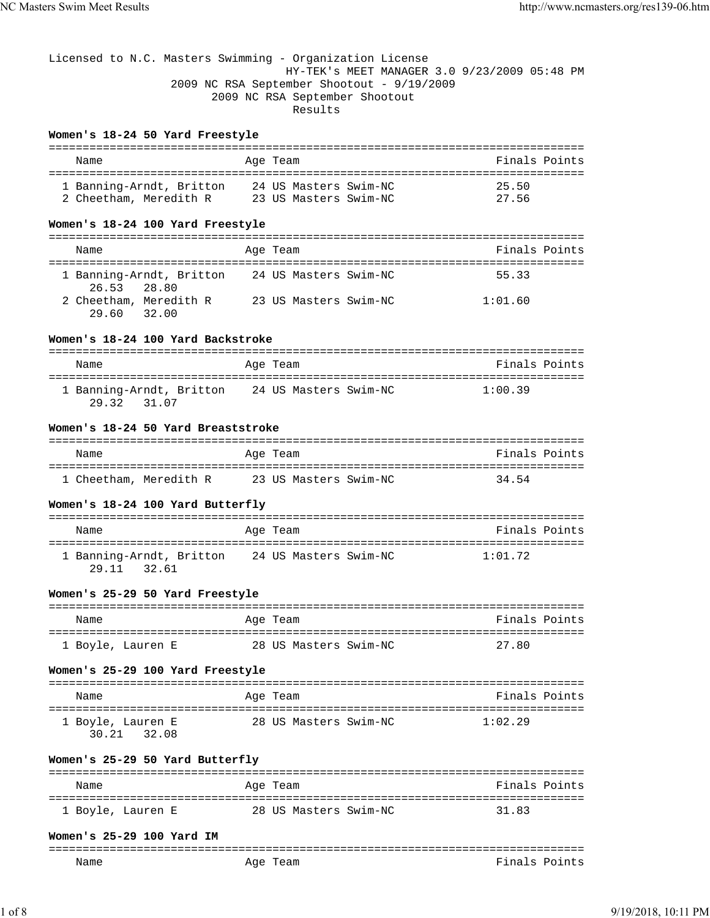Licensed to N.C. Masters Swimming - Organization License
HY-TEK's MEET MANAGER 3.0 9/23/2009 05:48 PM
2009 NC RSA September Shootout - 9/19/2009
2009 NC RSA September Shootout
Results

**Women's 18-24 50 Yard Freestyle**

| | Name | Age | Team | Finals | Points |
|---|---|---|---|---|---|
| 1 | Banning-Arndt, Britton | 24 | US Masters Swim-NC | 25.50 | |
| 2 | Cheetham, Meredith R | 23 | US Masters Swim-NC | 27.56 | |

**Women's 18-24 100 Yard Freestyle**

| | Name | Age | Team | Finals | Points |
|---|---|---|---|---|---|
| 1 | Banning-Arndt, Britton | 24 | US Masters Swim-NC | 55.33 | |
| | 26.53 28.80 | | | | |
| 2 | Cheetham, Meredith R | 23 | US Masters Swim-NC | 1:01.60 | |
| | 29.60 32.00 | | | | |

**Women's 18-24 100 Yard Backstroke**

| | Name | Age | Team | Finals | Points |
|---|---|---|---|---|---|
| 1 | Banning-Arndt, Britton | 24 | US Masters Swim-NC | 1:00.39 | |
| | 29.32 31.07 | | | | |

**Women's 18-24 50 Yard Breaststroke**

| | Name | Age | Team | Finals | Points |
|---|---|---|---|---|---|
| 1 | Cheetham, Meredith R | 23 | US Masters Swim-NC | 34.54 | |

**Women's 18-24 100 Yard Butterfly**

| | Name | Age | Team | Finals | Points |
|---|---|---|---|---|---|
| 1 | Banning-Arndt, Britton | 24 | US Masters Swim-NC | 1:01.72 | |
| | 29.11 32.61 | | | | |

**Women's 25-29 50 Yard Freestyle**

| | Name | Age | Team | Finals | Points |
|---|---|---|---|---|---|
| 1 | Boyle, Lauren E | 28 | US Masters Swim-NC | 27.80 | |

**Women's 25-29 100 Yard Freestyle**

| | Name | Age | Team | Finals | Points |
|---|---|---|---|---|---|
| 1 | Boyle, Lauren E | 28 | US Masters Swim-NC | 1:02.29 | |
| | 30.21 32.08 | | | | |

**Women's 25-29 50 Yard Butterfly**

| | Name | Age | Team | Finals | Points |
|---|---|---|---|---|---|
| 1 | Boyle, Lauren E | 28 | US Masters Swim-NC | 31.83 | |

**Women's 25-29 100 Yard IM**

| | Name | Age | Team | Finals | Points |
|---|---|---|---|---|---|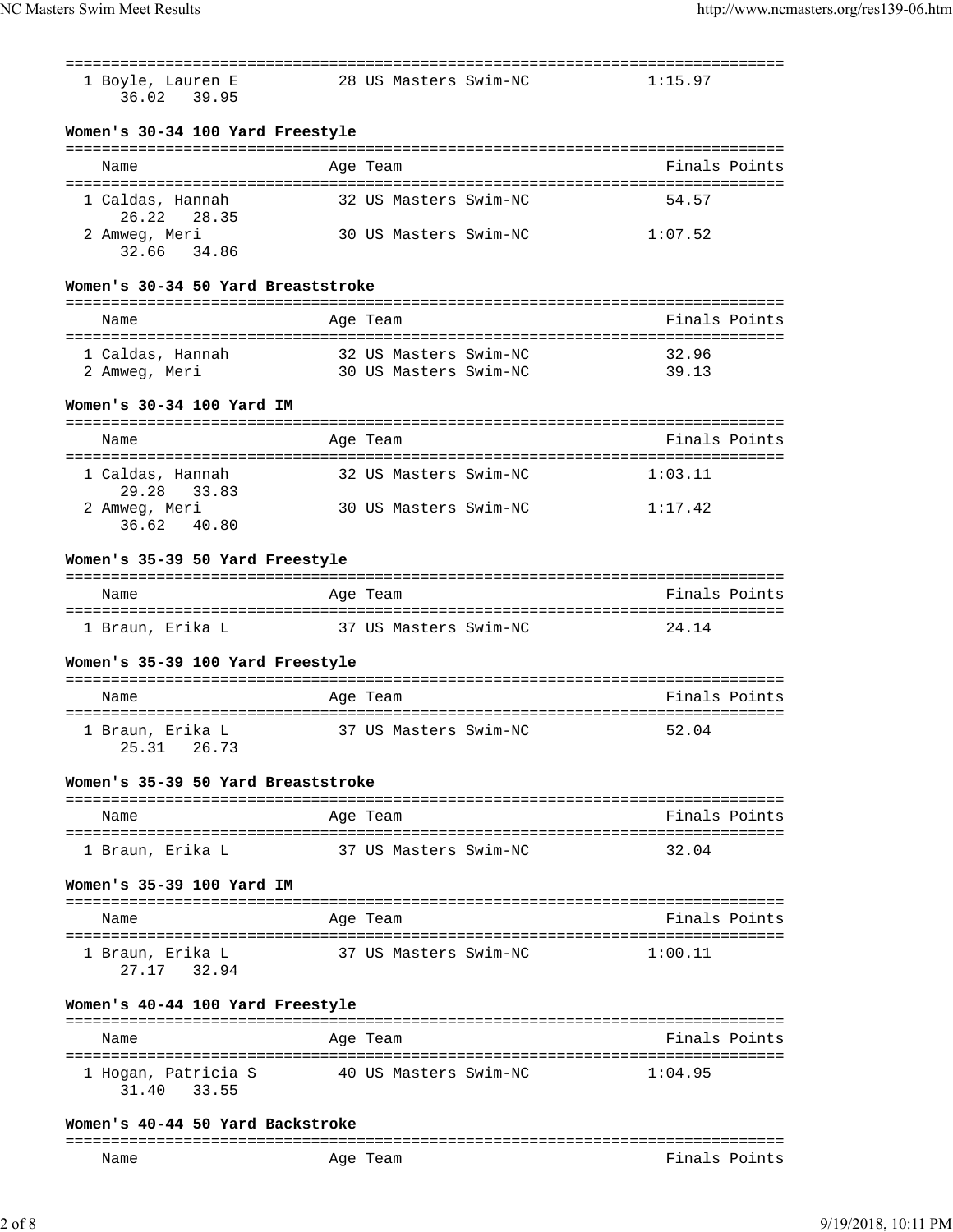| | | | |
|---|---|---|---|
| 1 Boyle, Lauren E | 28 US Masters Swim-NC | 1:15.97 | |
| 36.02 39.95 | | | |

**Women's 30-34 100 Yard Freestyle**

| Name | Age Team | Finals | Points |
|---|---|---|---|
| 1 Caldas, Hannah | 32 US Masters Swim-NC | 54.57 | |
| 26.22 28.35 | | | |
| 2 Amweg, Meri | 30 US Masters Swim-NC | 1:07.52 | |
| 32.66 34.86 | | | |

**Women's 30-34 50 Yard Breaststroke**

| Name | Age Team | Finals | Points |
|---|---|---|---|
| 1 Caldas, Hannah | 32 US Masters Swim-NC | 32.96 | |
| 2 Amweg, Meri | 30 US Masters Swim-NC | 39.13 | |

**Women's 30-34 100 Yard IM**

| Name | Age Team | Finals | Points |
|---|---|---|---|
| 1 Caldas, Hannah | 32 US Masters Swim-NC | 1:03.11 | |
| 29.28 33.83 | | | |
| 2 Amweg, Meri | 30 US Masters Swim-NC | 1:17.42 | |
| 36.62 40.80 | | | |

**Women's 35-39 50 Yard Freestyle**

| Name | Age Team | Finals | Points |
|---|---|---|---|
| 1 Braun, Erika L | 37 US Masters Swim-NC | 24.14 | |

**Women's 35-39 100 Yard Freestyle**

| Name | Age Team | Finals | Points |
|---|---|---|---|
| 1 Braun, Erika L | 37 US Masters Swim-NC | 52.04 | |
| 25.31 26.73 | | | |

**Women's 35-39 50 Yard Breaststroke**

| Name | Age Team | Finals | Points |
|---|---|---|---|
| 1 Braun, Erika L | 37 US Masters Swim-NC | 32.04 | |

**Women's 35-39 100 Yard IM**

| Name | Age Team | Finals | Points |
|---|---|---|---|
| 1 Braun, Erika L | 37 US Masters Swim-NC | 1:00.11 | |
| 27.17 32.94 | | | |

**Women's 40-44 100 Yard Freestyle**

| Name | Age Team | Finals | Points |
|---|---|---|---|
| 1 Hogan, Patricia S | 40 US Masters Swim-NC | 1:04.95 | |
| 31.40 33.55 | | | |

**Women's 40-44 50 Yard Backstroke**

| Name | Age Team | Finals | Points |
|---|---|---|---|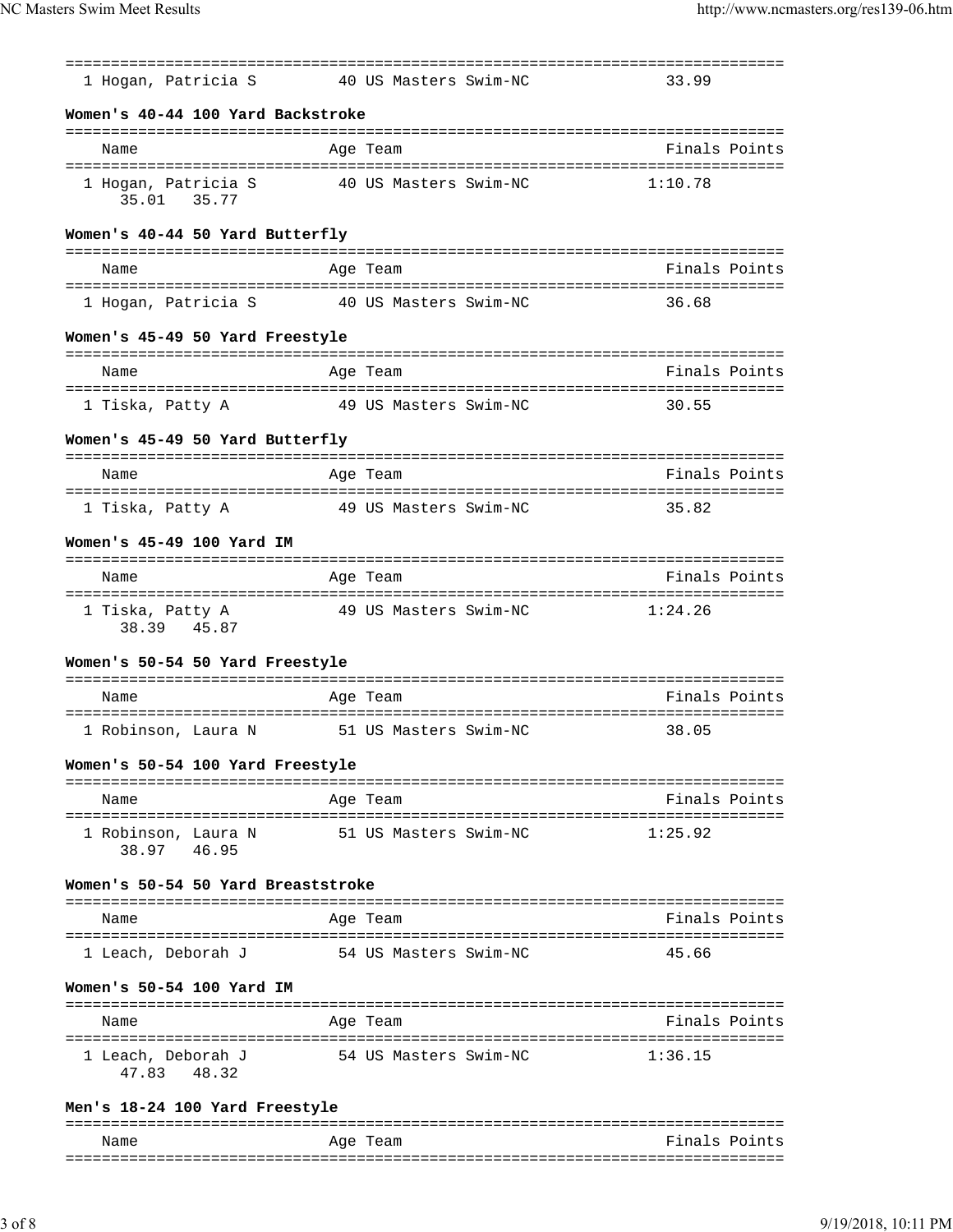| Name | Age | Team | Finals | Points |
| --- | --- | --- | --- | --- |
| 1 Hogan, Patricia S | 40 | US Masters Swim-NC | 33.99 | |

**Women's 40-44 100 Yard Backstroke**

| Name | Age | Team | Finals | Points |
| --- | --- | --- | --- | --- |
| 1 Hogan, Patricia S | 40 | US Masters Swim-NC | 1:10.78 | |
| 35.01 35.77 | | | | |

**Women's 40-44 50 Yard Butterfly**

| Name | Age | Team | Finals | Points |
| --- | --- | --- | --- | --- |
| 1 Hogan, Patricia S | 40 | US Masters Swim-NC | 36.68 | |

**Women's 45-49 50 Yard Freestyle**

| Name | Age | Team | Finals | Points |
| --- | --- | --- | --- | --- |
| 1 Tiska, Patty A | 49 | US Masters Swim-NC | 30.55 | |

**Women's 45-49 50 Yard Butterfly**

| Name | Age | Team | Finals | Points |
| --- | --- | --- | --- | --- |
| 1 Tiska, Patty A | 49 | US Masters Swim-NC | 35.82 | |

**Women's 45-49 100 Yard IM**

| Name | Age | Team | Finals | Points |
| --- | --- | --- | --- | --- |
| 1 Tiska, Patty A | 49 | US Masters Swim-NC | 1:24.26 | |
| 38.39 45.87 | | | | |

**Women's 50-54 50 Yard Freestyle**

| Name | Age | Team | Finals | Points |
| --- | --- | --- | --- | --- |
| 1 Robinson, Laura N | 51 | US Masters Swim-NC | 38.05 | |

**Women's 50-54 100 Yard Freestyle**

| Name | Age | Team | Finals | Points |
| --- | --- | --- | --- | --- |
| 1 Robinson, Laura N | 51 | US Masters Swim-NC | 1:25.92 | |
| 38.97 46.95 | | | | |

**Women's 50-54 50 Yard Breaststroke**

| Name | Age | Team | Finals | Points |
| --- | --- | --- | --- | --- |
| 1 Leach, Deborah J | 54 | US Masters Swim-NC | 45.66 | |

**Women's 50-54 100 Yard IM**

| Name | Age | Team | Finals | Points |
| --- | --- | --- | --- | --- |
| 1 Leach, Deborah J | 54 | US Masters Swim-NC | 1:36.15 | |
| 47.83 48.32 | | | | |

**Men's 18-24 100 Yard Freestyle**

| Name | Age | Team | Finals | Points |
| --- | --- | --- | --- | --- |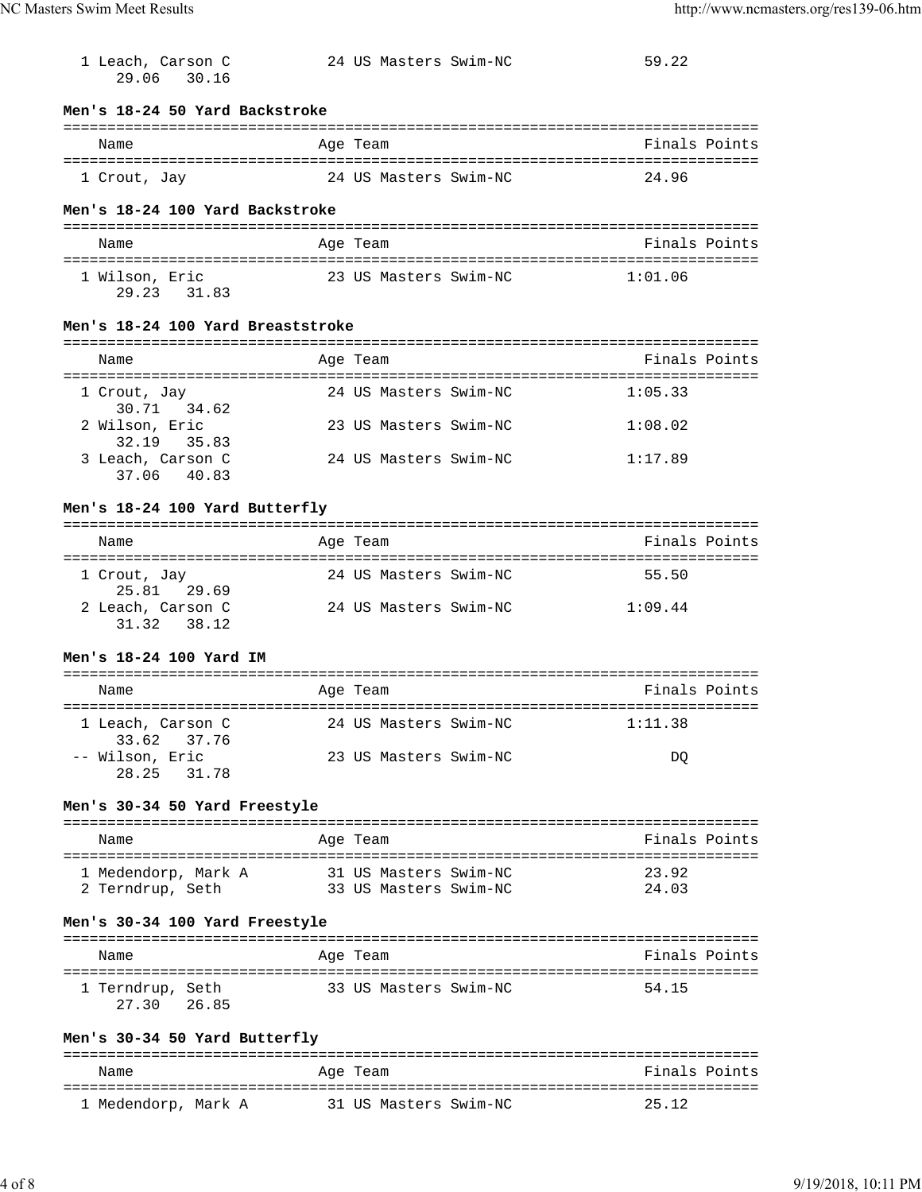| Name | Age | Team | Finals | Points |
|---|---|---|---|---|
| 1 Leach, Carson C | 24 | US Masters Swim-NC | 59.22 | |
| 29.06 30.16 | | | | |

### Men's 18-24 50 Yard Backstroke

| Name | Age | Team | Finals | Points |
|---|---|---|---|---|
| 1 Crout, Jay | 24 | US Masters Swim-NC | 24.96 | |

### Men's 18-24 100 Yard Backstroke

| Name | Age | Team | Finals | Points |
|---|---|---|---|---|
| 1 Wilson, Eric | 23 | US Masters Swim-NC | 1:01.06 | |
| 29.23 31.83 | | | | |

### Men's 18-24 100 Yard Breaststroke

| Name | Age | Team | Finals | Points |
|---|---|---|---|---|
| 1 Crout, Jay | 24 | US Masters Swim-NC | 1:05.33 | |
| 30.71 34.62 | | | | |
| 2 Wilson, Eric | 23 | US Masters Swim-NC | 1:08.02 | |
| 32.19 35.83 | | | | |
| 3 Leach, Carson C | 24 | US Masters Swim-NC | 1:17.89 | |
| 37.06 40.83 | | | | |

### Men's 18-24 100 Yard Butterfly

| Name | Age | Team | Finals | Points |
|---|---|---|---|---|
| 1 Crout, Jay | 24 | US Masters Swim-NC | 55.50 | |
| 25.81 29.69 | | | | |
| 2 Leach, Carson C | 24 | US Masters Swim-NC | 1:09.44 | |
| 31.32 38.12 | | | | |

### Men's 18-24 100 Yard IM

| Name | Age | Team | Finals | Points |
|---|---|---|---|---|
| 1 Leach, Carson C | 24 | US Masters Swim-NC | 1:11.38 | |
| 33.62 37.76 | | | | |
| -- Wilson, Eric | 23 | US Masters Swim-NC | DQ | |
| 28.25 31.78 | | | | |

### Men's 30-34 50 Yard Freestyle

| Name | Age | Team | Finals | Points |
|---|---|---|---|---|
| 1 Medendorp, Mark A | 31 | US Masters Swim-NC | 23.92 | |
| 2 Terndrup, Seth | 33 | US Masters Swim-NC | 24.03 | |

### Men's 30-34 100 Yard Freestyle

| Name | Age | Team | Finals | Points |
|---|---|---|---|---|
| 1 Terndrup, Seth | 33 | US Masters Swim-NC | 54.15 | |
| 27.30 26.85 | | | | |

### Men's 30-34 50 Yard Butterfly

| Name | Age | Team | Finals | Points |
|---|---|---|---|---|
| 1 Medendorp, Mark A | 31 | US Masters Swim-NC | 25.12 | |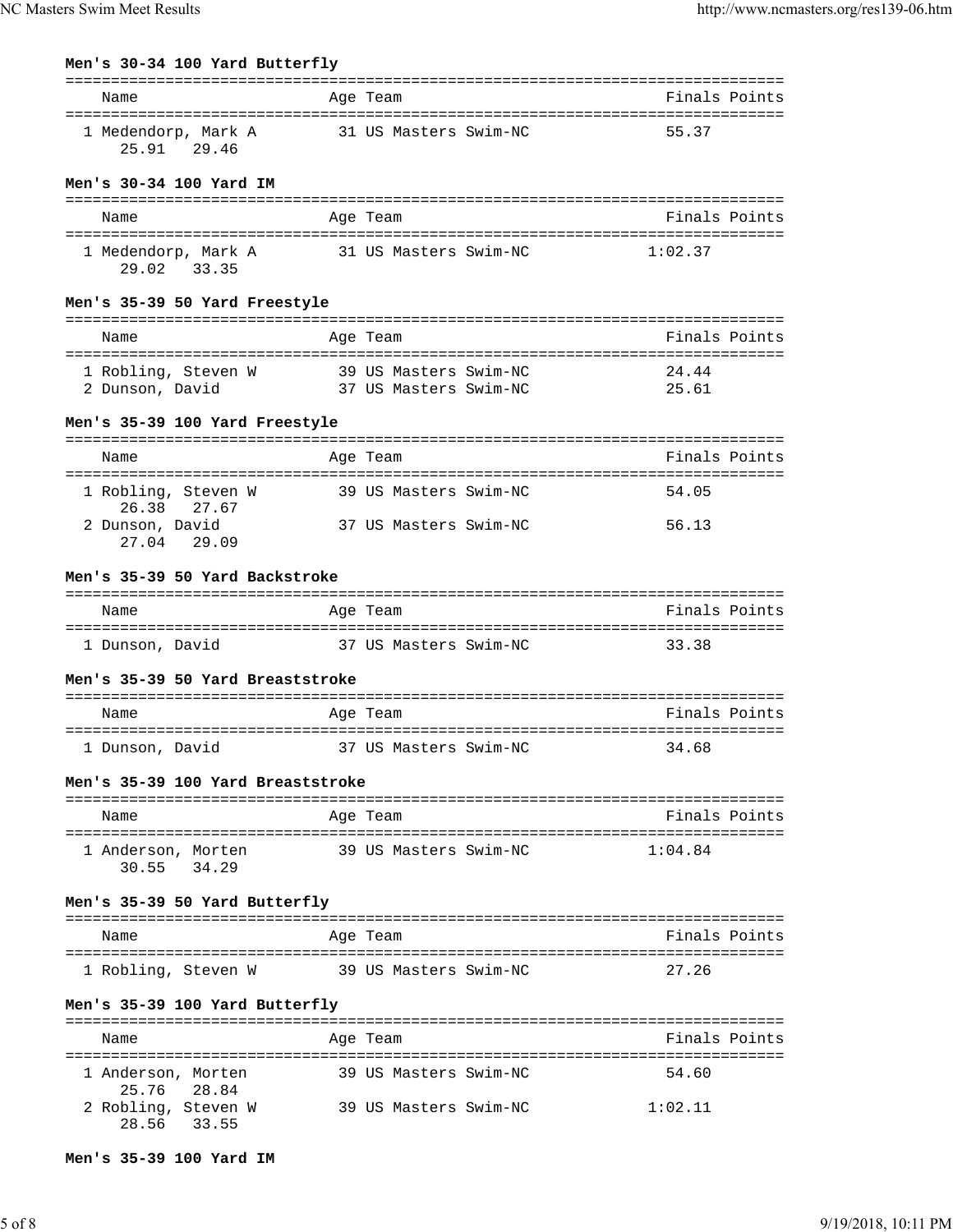### Men's 30-34 100 Yard Butterfly

| | Name | Age | Team | Finals | Points |
|---|---|---|---|---|---|
| 1 | Medendorp, Mark A | 31 | US Masters Swim-NC | 55.37 | |
| | 25.91 29.46 | | | | |

### Men's 30-34 100 Yard IM

| | Name | Age | Team | Finals | Points |
|---|---|---|---|---|---|
| 1 | Medendorp, Mark A | 31 | US Masters Swim-NC | 1:02.37 | |
| | 29.02 33.35 | | | | |

### Men's 35-39 50 Yard Freestyle

| | Name | Age | Team | Finals | Points |
|---|---|---|---|---|---|
| 1 | Robling, Steven W | 39 | US Masters Swim-NC | 24.44 | |
| 2 | Dunson, David | 37 | US Masters Swim-NC | 25.61 | |

### Men's 35-39 100 Yard Freestyle

| | Name | Age | Team | Finals | Points |
|---|---|---|---|---|---|
| 1 | Robling, Steven W | 39 | US Masters Swim-NC | 54.05 | |
| | 26.38 27.67 | | | | |
| 2 | Dunson, David | 37 | US Masters Swim-NC | 56.13 | |
| | 27.04 29.09 | | | | |

### Men's 35-39 50 Yard Backstroke

| | Name | Age | Team | Finals | Points |
|---|---|---|---|---|---|
| 1 | Dunson, David | 37 | US Masters Swim-NC | 33.38 | |

### Men's 35-39 50 Yard Breaststroke

| | Name | Age | Team | Finals | Points |
|---|---|---|---|---|---|
| 1 | Dunson, David | 37 | US Masters Swim-NC | 34.68 | |

### Men's 35-39 100 Yard Breaststroke

| | Name | Age | Team | Finals | Points |
|---|---|---|---|---|---|
| 1 | Anderson, Morten | 39 | US Masters Swim-NC | 1:04.84 | |
| | 30.55 34.29 | | | | |

### Men's 35-39 50 Yard Butterfly

| | Name | Age | Team | Finals | Points |
|---|---|---|---|---|---|
| 1 | Robling, Steven W | 39 | US Masters Swim-NC | 27.26 | |

### Men's 35-39 100 Yard Butterfly

| | Name | Age | Team | Finals | Points |
|---|---|---|---|---|---|
| 1 | Anderson, Morten | 39 | US Masters Swim-NC | 54.60 | |
| | 25.76 28.84 | | | | |
| 2 | Robling, Steven W | 39 | US Masters Swim-NC | 1:02.11 | |
| | 28.56 33.55 | | | | |

### Men's 35-39 100 Yard IM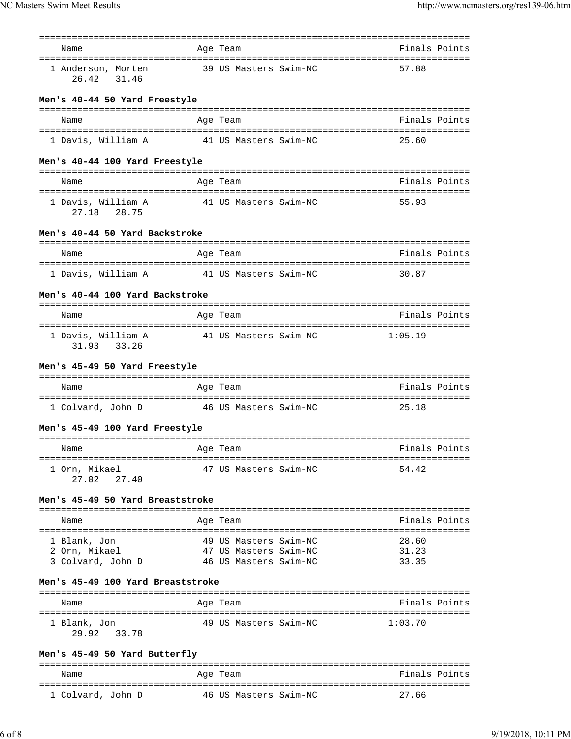| Name | Age | Team | Finals | Points |
|---|---|---|---|---|
| 1 Anderson, Morten | 39 | US Masters Swim-NC | 57.88 | |
| 26.42 31.46 | | | | |

**Men's 40-44 50 Yard Freestyle**

| Name | Age | Team | Finals | Points |
|---|---|---|---|---|
| 1 Davis, William A | 41 | US Masters Swim-NC | 25.60 | |

**Men's 40-44 100 Yard Freestyle**

| Name | Age | Team | Finals | Points |
|---|---|---|---|---|
| 1 Davis, William A | 41 | US Masters Swim-NC | 55.93 | |
| 27.18 28.75 | | | | |

**Men's 40-44 50 Yard Backstroke**

| Name | Age | Team | Finals | Points |
|---|---|---|---|---|
| 1 Davis, William A | 41 | US Masters Swim-NC | 30.87 | |

**Men's 40-44 100 Yard Backstroke**

| Name | Age | Team | Finals | Points |
|---|---|---|---|---|
| 1 Davis, William A | 41 | US Masters Swim-NC | 1:05.19 | |
| 31.93 33.26 | | | | |

**Men's 45-49 50 Yard Freestyle**

| Name | Age | Team | Finals | Points |
|---|---|---|---|---|
| 1 Colvard, John D | 46 | US Masters Swim-NC | 25.18 | |

**Men's 45-49 100 Yard Freestyle**

| Name | Age | Team | Finals | Points |
|---|---|---|---|---|
| 1 Orn, Mikael | 47 | US Masters Swim-NC | 54.42 | |
| 27.02 27.40 | | | | |

**Men's 45-49 50 Yard Breaststroke**

| Name | Age | Team | Finals | Points |
|---|---|---|---|---|
| 1 Blank, Jon | 49 | US Masters Swim-NC | 28.60 | |
| 2 Orn, Mikael | 47 | US Masters Swim-NC | 31.23 | |
| 3 Colvard, John D | 46 | US Masters Swim-NC | 33.35 | |

**Men's 45-49 100 Yard Breaststroke**

| Name | Age | Team | Finals | Points |
|---|---|---|---|---|
| 1 Blank, Jon | 49 | US Masters Swim-NC | 1:03.70 | |
| 29.92 33.78 | | | | |

**Men's 45-49 50 Yard Butterfly**

| Name | Age | Team | Finals | Points |
|---|---|---|---|---|
| 1 Colvard, John D | 46 | US Masters Swim-NC | 27.66 | |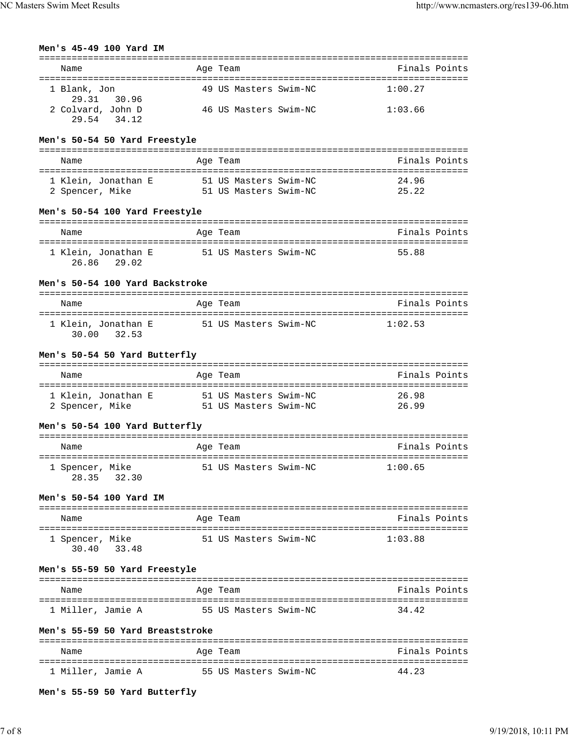**Men's 45-49 100 Yard IM**

| Name | Age | Team | Finals | Points |
|---|---|---|---|---|
| 1 Blank, Jon | 49 | US Masters Swim-NC | 1:00.27 | |
| 29.31 30.96 | | | | |
| 2 Colvard, John D | 46 | US Masters Swim-NC | 1:03.66 | |
| 29.54 34.12 | | | | |

**Men's 50-54 50 Yard Freestyle**

| Name | Age | Team | Finals | Points |
|---|---|---|---|---|
| 1 Klein, Jonathan E | 51 | US Masters Swim-NC | 24.96 | |
| 2 Spencer, Mike | 51 | US Masters Swim-NC | 25.22 | |

**Men's 50-54 100 Yard Freestyle**

| Name | Age | Team | Finals | Points |
|---|---|---|---|---|
| 1 Klein, Jonathan E | 51 | US Masters Swim-NC | 55.88 | |
| 26.86 29.02 | | | | |

**Men's 50-54 100 Yard Backstroke**

| Name | Age | Team | Finals | Points |
|---|---|---|---|---|
| 1 Klein, Jonathan E | 51 | US Masters Swim-NC | 1:02.53 | |
| 30.00 32.53 | | | | |

**Men's 50-54 50 Yard Butterfly**

| Name | Age | Team | Finals | Points |
|---|---|---|---|---|
| 1 Klein, Jonathan E | 51 | US Masters Swim-NC | 26.98 | |
| 2 Spencer, Mike | 51 | US Masters Swim-NC | 26.99 | |

**Men's 50-54 100 Yard Butterfly**

| Name | Age | Team | Finals | Points |
|---|---|---|---|---|
| 1 Spencer, Mike | 51 | US Masters Swim-NC | 1:00.65 | |
| 28.35 32.30 | | | | |

**Men's 50-54 100 Yard IM**

| Name | Age | Team | Finals | Points |
|---|---|---|---|---|
| 1 Spencer, Mike | 51 | US Masters Swim-NC | 1:03.88 | |
| 30.40 33.48 | | | | |

**Men's 55-59 50 Yard Freestyle**

| Name | Age | Team | Finals | Points |
|---|---|---|---|---|
| 1 Miller, Jamie A | 55 | US Masters Swim-NC | 34.42 | |

**Men's 55-59 50 Yard Breaststroke**

| Name | Age | Team | Finals | Points |
|---|---|---|---|---|
| 1 Miller, Jamie A | 55 | US Masters Swim-NC | 44.23 | |

**Men's 55-59 50 Yard Butterfly**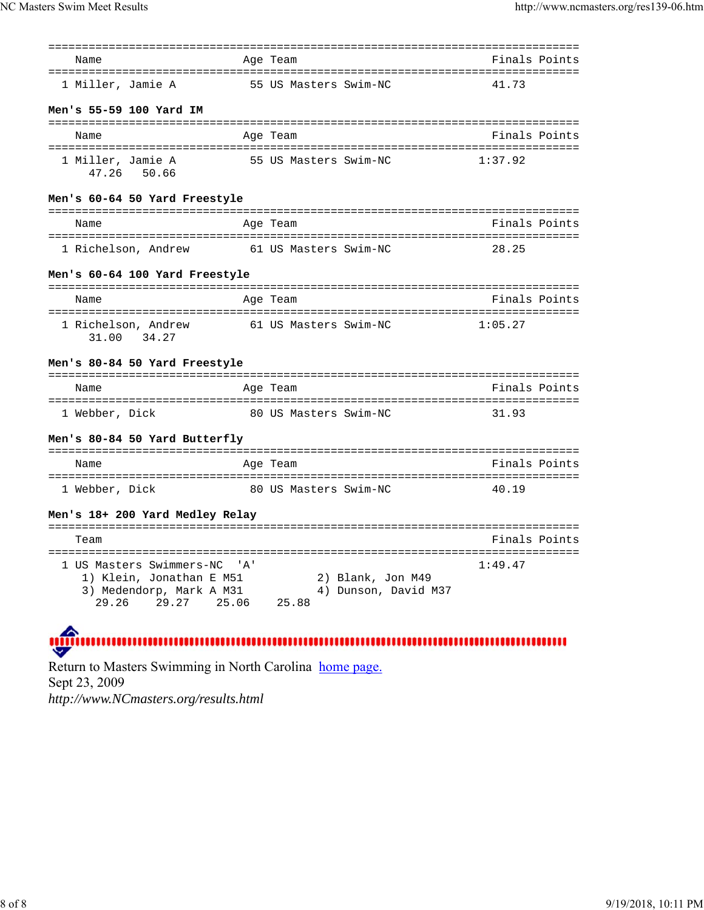| Name | Age | Team | Finals | Points |
|---|---|---|---|---|
| 1 Miller, Jamie A | 55 | US Masters Swim-NC | 41.73 | |

**Men's 55-59 100 Yard IM**

| Name | Age | Team | Finals | Points |
|---|---|---|---|---|
| 1 Miller, Jamie A | 55 | US Masters Swim-NC | 1:37.92 | |
| 47.26  50.66 | | | | |

**Men's 60-64 50 Yard Freestyle**

| Name | Age | Team | Finals | Points |
|---|---|---|---|---|
| 1 Richelson, Andrew | 61 | US Masters Swim-NC | 28.25 | |

**Men's 60-64 100 Yard Freestyle**

| Name | Age | Team | Finals | Points |
|---|---|---|---|---|
| 1 Richelson, Andrew | 61 | US Masters Swim-NC | 1:05.27 | |
| 31.00  34.27 | | | | |

**Men's 80-84 50 Yard Freestyle**

| Name | Age | Team | Finals | Points |
|---|---|---|---|---|
| 1 Webber, Dick | 80 | US Masters Swim-NC | 31.93 | |

**Men's 80-84 50 Yard Butterfly**

| Name | Age | Team | Finals | Points |
|---|---|---|---|---|
| 1 Webber, Dick | 80 | US Masters Swim-NC | 40.19 | |

**Men's 18+ 200 Yard Medley Relay**

| Team | Finals | Points |
|---|---|---|
| 1 US Masters Swimmers-NC 'A' | 1:49.47 | |
| 1) Klein, Jonathan E M51  2) Blank, Jon M49 | | |
| 3) Medendorp, Mark A M31  4) Dunson, David M37 | | |
| 29.26  29.27  25.06  25.88 | | |

Return to Masters Swimming in North Carolina home page.
Sept 23, 2009
*http://www.NCmasters.org/results.html*